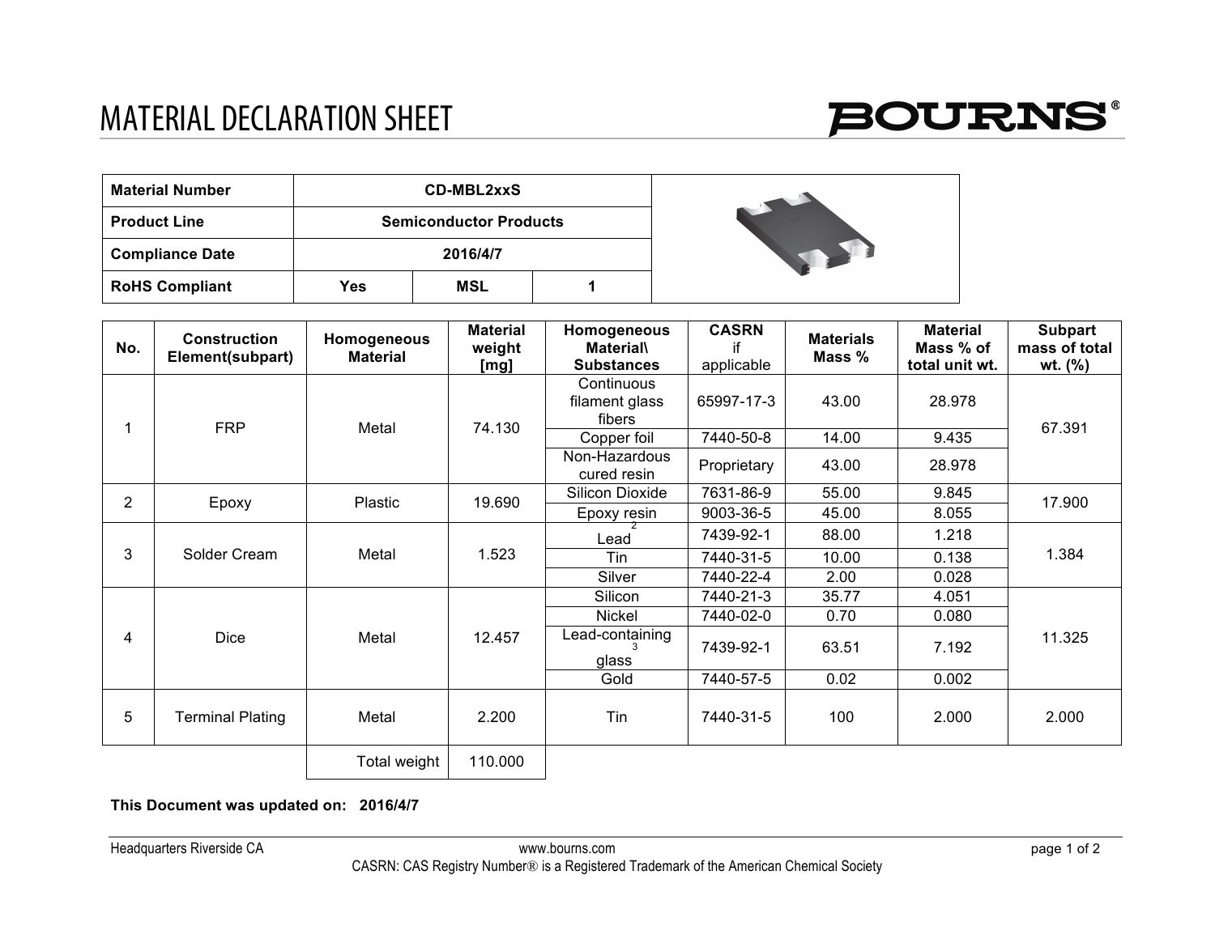# MATERIAL DECLARATION SHEET

BOURNS®

| Material Number | CD-MBL2xxS | | |
|---|---|---|---|
| Product Line | Semiconductor Products | | |
| Compliance Date | 2016/4/7 | | |
| RoHS Compliant | Yes | MSL | 1 |

| No. | Construction Element(subpart) | Homogeneous Material | Material weight [mg] | Homogeneous Material\ Substances | CASRN if applicable | Materials Mass % | Material Mass % of total unit wt. | Subpart mass of total wt. (%) |
|---|---|---|---|---|---|---|---|---|
| 1 | FRP | Metal | 74.130 | Continuous filament glass fibers | 65997-17-3 | 43.00 | 28.978 | 67.391 |
| | | | | Copper foil | 7440-50-8 | 14.00 | 9.435 | |
| | | | | Non-Hazardous cured resin | Proprietary | 43.00 | 28.978 | |
| 2 | Epoxy | Plastic | 19.690 | Silicon Dioxide | 7631-86-9 | 55.00 | 9.845 | 17.900 |
| | | | | Epoxy resin | 9003-36-5 | 45.00 | 8.055 | |
| 3 | Solder Cream | Metal | 1.523 | Lead[2] | 7439-92-1 | 88.00 | 1.218 | 1.384 |
| | | | | Tin | 7440-31-5 | 10.00 | 0.138 | |
| | | | | Silver | 7440-22-4 | 2.00 | 0.028 | |
| 4 | Dice | Metal | 12.457 | Silicon | 7440-21-3 | 35.77 | 4.051 | 11.325 |
| | | | | Nickel | 7440-02-0 | 0.70 | 0.080 | |
| | | | | Lead-containing glass[3] | 7439-92-1 | 63.51 | 7.192 | |
| | | | | Gold | 7440-57-5 | 0.02 | 0.002 | |
| 5 | Terminal Plating | Metal | 2.200 | Tin | 7440-31-5 | 100 | 2.000 | 2.000 |
| | | Total weight | 110.000 | | | | | |

**This Document was updated on: 2016/4/7**

Headquarters Riverside CA    www.bourns.com

CASRN: CAS Registry Number® is a Registered Trademark of the American Chemical Society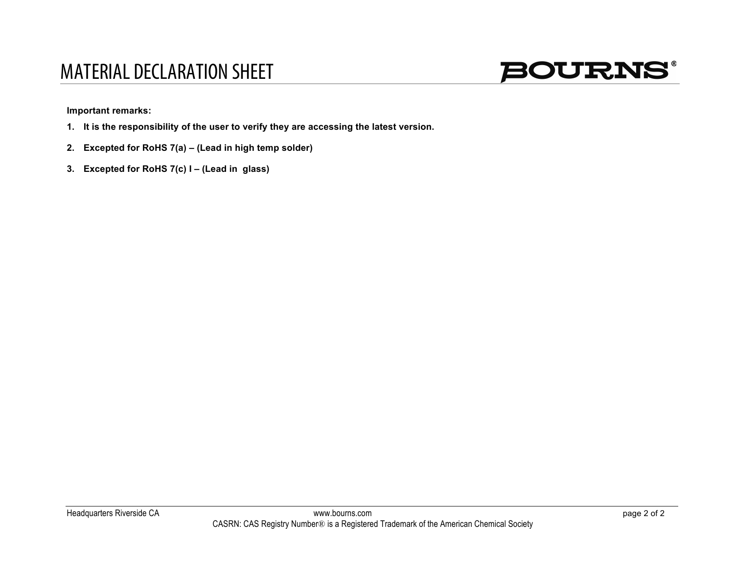**Important remarks:**

1. **It is the responsibility of the user to verify they are accessing the latest version.**
2. **Excepted for RoHS 7(a) – (Lead in high temp solder)**
3. **Excepted for RoHS 7(c) I – (Lead in  glass)**

CASRN: CAS Registry Number® is a Registered Trademark of the American Chemical Society